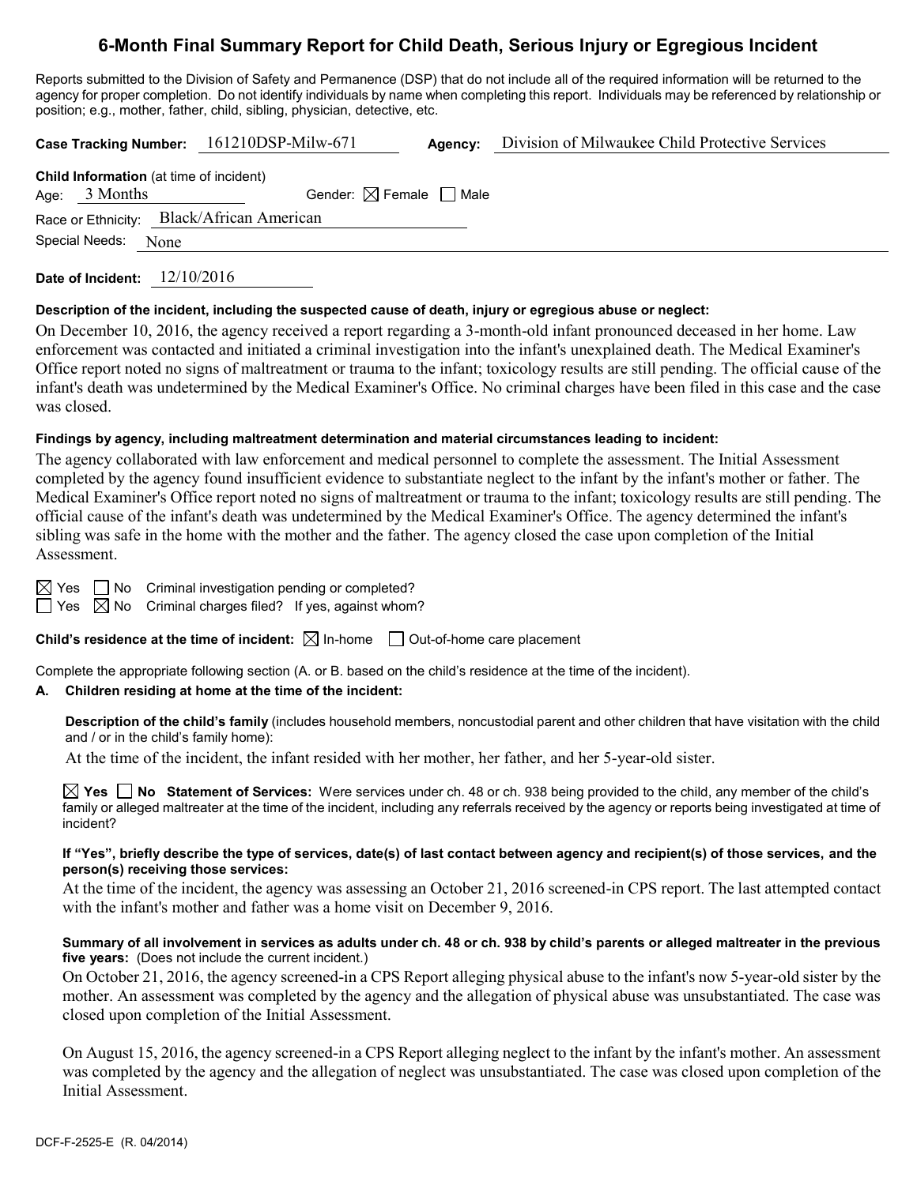# 6-Month Final Summary Report for Child Death, Serious Injury or Egregious Incident

Reports submitted to the Division of Safety and Permanence (DSP) that do not include all of the required information will be returned to the agency for proper completion. Do not identify individuals by name when completing this report. Individuals may be referenced by relationship or position; e.g., mother, father, child, sibling, physician, detective, etc.

**Case Tracking Number:** 161210DSP-Milw-671 **Agency:** Division of Milwaukee Child Protective Services

**Child Information** (at time of incident)
Age: 3 Months Gender: ☒ Female ☐ Male
Race or Ethnicity: Black/African American
Special Needs: None

**Date of Incident:** 12/10/2016

**Description of the incident, including the suspected cause of death, injury or egregious abuse or neglect:**

On December 10, 2016, the agency received a report regarding a 3-month-old infant pronounced deceased in her home. Law enforcement was contacted and initiated a criminal investigation into the infant's unexplained death. The Medical Examiner's Office report noted no signs of maltreatment or trauma to the infant; toxicology results are still pending. The official cause of the infant's death was undetermined by the Medical Examiner's Office. No criminal charges have been filed in this case and the case was closed.

**Findings by agency, including maltreatment determination and material circumstances leading to incident:**

The agency collaborated with law enforcement and medical personnel to complete the assessment. The Initial Assessment completed by the agency found insufficient evidence to substantiate neglect to the infant by the infant's mother or father. The Medical Examiner's Office report noted no signs of maltreatment or trauma to the infant; toxicology results are still pending. The official cause of the infant's death was undetermined by the Medical Examiner's Office. The agency determined the infant's sibling was safe in the home with the mother and the father. The agency closed the case upon completion of the Initial Assessment.

☒ Yes ☐ No Criminal investigation pending or completed?
☐ Yes ☒ No Criminal charges filed? If yes, against whom?

**Child's residence at the time of incident:** ☒ In-home ☐ Out-of-home care placement

Complete the appropriate following section (A. or B. based on the child's residence at the time of the incident).

**A. Children residing at home at the time of the incident:**

**Description of the child's family** (includes household members, noncustodial parent and other children that have visitation with the child and / or in the child's family home):

At the time of the incident, the infant resided with her mother, her father, and her 5-year-old sister.

☒ **Yes** ☐ **No Statement of Services:** Were services under ch. 48 or ch. 938 being provided to the child, any member of the child's family or alleged maltreater at the time of the incident, including any referrals received by the agency or reports being investigated at time of incident?

**If "Yes", briefly describe the type of services, date(s) of last contact between agency and recipient(s) of those services, and the person(s) receiving those services:**

At the time of the incident, the agency was assessing an October 21, 2016 screened-in CPS report. The last attempted contact with the infant's mother and father was a home visit on December 9, 2016.

**Summary of all involvement in services as adults under ch. 48 or ch. 938 by child's parents or alleged maltreater in the previous five years:** (Does not include the current incident.)

On October 21, 2016, the agency screened-in a CPS Report alleging physical abuse to the infant's now 5-year-old sister by the mother. An assessment was completed by the agency and the allegation of physical abuse was unsubstantiated. The case was closed upon completion of the Initial Assessment.

On August 15, 2016, the agency screened-in a CPS Report alleging neglect to the infant by the infant's mother. An assessment was completed by the agency and the allegation of neglect was unsubstantiated. The case was closed upon completion of the Initial Assessment.

DCF-F-2525-E (R. 04/2014)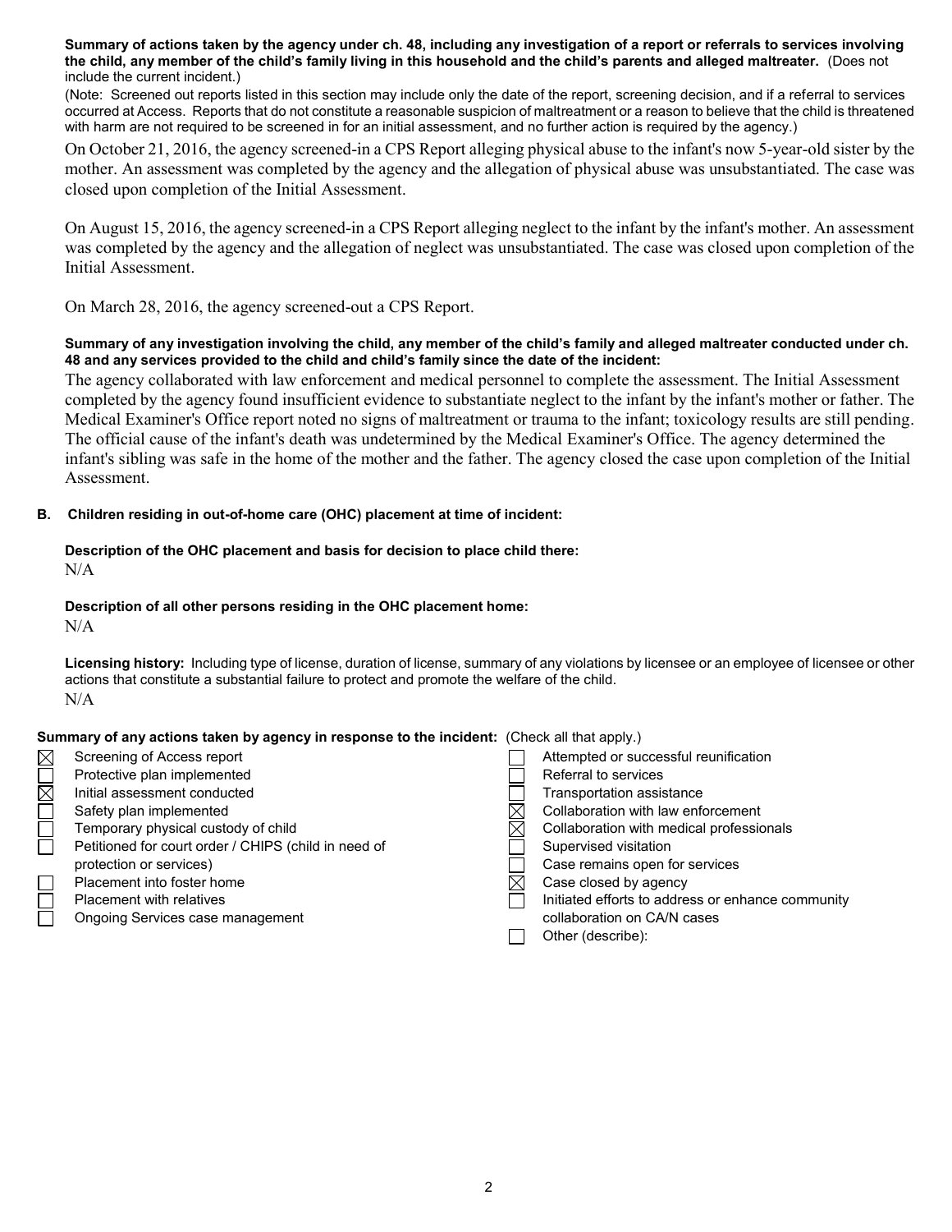**Summary of actions taken by the agency under ch. 48, including any investigation of a report or referrals to services involving the child, any member of the child's family living in this household and the child's parents and alleged maltreater.** (Does not include the current incident.)

(Note: Screened out reports listed in this section may include only the date of the report, screening decision, and if a referral to services occurred at Access. Reports that do not constitute a reasonable suspicion of maltreatment or a reason to believe that the child is threatened with harm are not required to be screened in for an initial assessment, and no further action is required by the agency.)

On October 21, 2016, the agency screened-in a CPS Report alleging physical abuse to the infant's now 5-year-old sister by the mother. An assessment was completed by the agency and the allegation of physical abuse was unsubstantiated. The case was closed upon completion of the Initial Assessment.

On August 15, 2016, the agency screened-in a CPS Report alleging neglect to the infant by the infant's mother. An assessment was completed by the agency and the allegation of neglect was unsubstantiated. The case was closed upon completion of the Initial Assessment.

On March 28, 2016, the agency screened-out a CPS Report.

**Summary of any investigation involving the child, any member of the child's family and alleged maltreater conducted under ch. 48 and any services provided to the child and child's family since the date of the incident:**

The agency collaborated with law enforcement and medical personnel to complete the assessment. The Initial Assessment completed by the agency found insufficient evidence to substantiate neglect to the infant by the infant's mother or father. The Medical Examiner's Office report noted no signs of maltreatment or trauma to the infant; toxicology results are still pending. The official cause of the infant's death was undetermined by the Medical Examiner's Office. The agency determined the infant's sibling was safe in the home of the mother and the father. The agency closed the case upon completion of the Initial Assessment.

**B. Children residing in out-of-home care (OHC) placement at time of incident:**

**Description of the OHC placement and basis for decision to place child there:**
N/A

**Description of all other persons residing in the OHC placement home:**
N/A

**Licensing history:** Including type of license, duration of license, summary of any violations by licensee or an employee of licensee or other actions that constitute a substantial failure to protect and promote the welfare of the child.
N/A

**Summary of any actions taken by agency in response to the incident:** (Check all that apply.)

- [x] Screening of Access report
- [ ] Protective plan implemented
- [x] Initial assessment conducted
- [ ] Safety plan implemented
- [ ] Temporary physical custody of child
- [ ] Petitioned for court order / CHIPS (child in need of protection or services)
- [ ] Placement into foster home
- [ ] Placement with relatives
- [ ] Ongoing Services case management
- [ ] Attempted or successful reunification
- [ ] Referral to services
- [ ] Transportation assistance
- [x] Collaboration with law enforcement
- [x] Collaboration with medical professionals
- [ ] Supervised visitation
- [ ] Case remains open for services
- [x] Case closed by agency
- [ ] Initiated efforts to address or enhance community collaboration on CA/N cases
- [ ] Other (describe):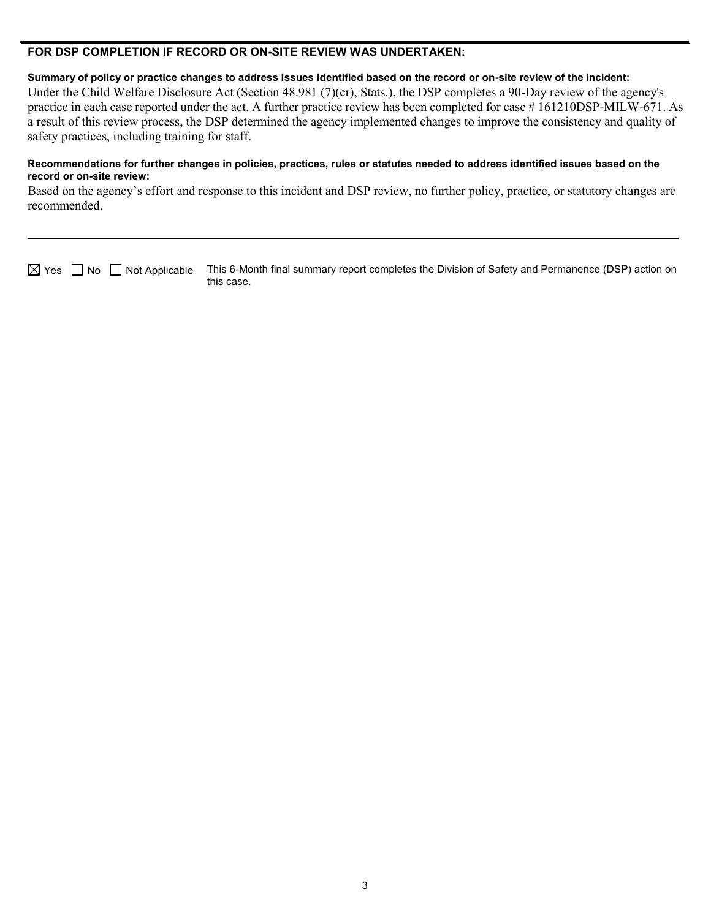**FOR DSP COMPLETION IF RECORD OR ON-SITE REVIEW WAS UNDERTAKEN:**

**Summary of policy or practice changes to address issues identified based on the record or on-site review of the incident:**

Under the Child Welfare Disclosure Act (Section 48.981 (7)(cr), Stats.), the DSP completes a 90-Day review of the agency's practice in each case reported under the act. A further practice review has been completed for case # 161210DSP-MILW-671. As a result of this review process, the DSP determined the agency implemented changes to improve the consistency and quality of safety practices, including training for staff.

**Recommendations for further changes in policies, practices, rules or statutes needed to address identified issues based on the record or on-site review:**

Based on the agency's effort and response to this incident and DSP review, no further policy, practice, or statutory changes are recommended.

---

☒ Yes ☐ No ☐ Not Applicable This 6-Month final summary report completes the Division of Safety and Permanence (DSP) action on this case.